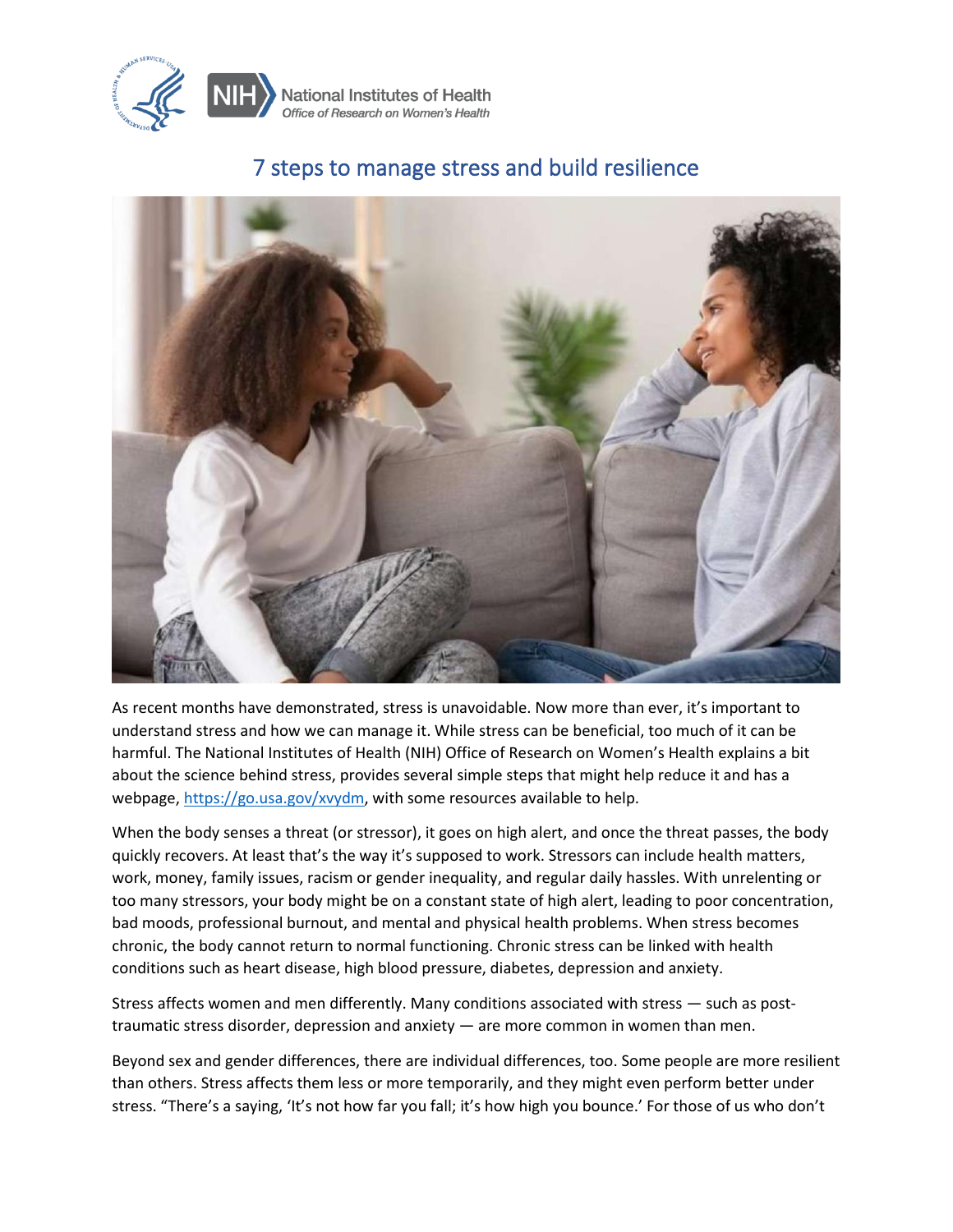# 7 steps to manage stress and build resilience

As recent months have demonstrated, stress is unavoidable. Now more than ever, it's important to understand stress and how we can manage it. While stress can be beneficial, too much of it can be harmful. The National Institutes of Health (NIH) Office of Research on Women's Health explains a bit about the science behind stress, provides several simple steps that might help reduce it and has a webpage, [https://go.usa.gov/xvydm](https://go.usa.gov/xvydm), with some resources available to help.

When the body senses a threat (or stressor), it goes on high alert, and once the threat passes, the body quickly recovers. At least that's the way it's supposed to work. Stressors can include health matters, work, money, family issues, racism or gender inequality, and regular daily hassles. With unrelenting or too many stressors, your body might be on a constant state of high alert, leading to poor concentration, bad moods, professional burnout, and mental and physical health problems. When stress becomes chronic, the body cannot return to normal functioning. Chronic stress can be linked with health conditions such as heart disease, high blood pressure, diabetes, depression and anxiety.

Stress affects women and men differently. Many conditions associated with stress — such as post-traumatic stress disorder, depression and anxiety — are more common in women than men.

Beyond sex and gender differences, there are individual differences, too. Some people are more resilient than others. Stress affects them less or more temporarily, and they might even perform better under stress. "There's a saying, 'It's not how far you fall; it's how high you bounce.' For those of us who don't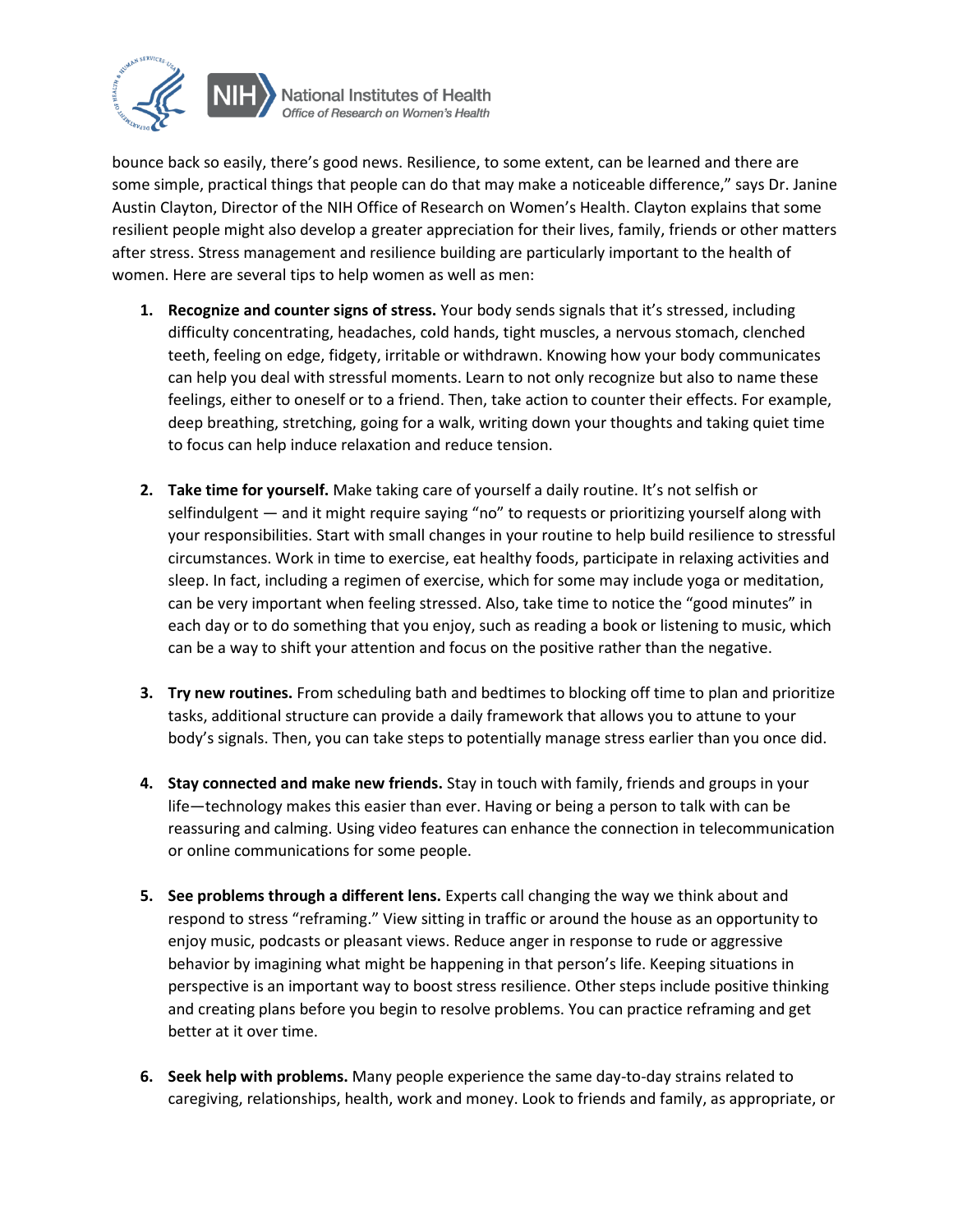bounce back so easily, there's good news. Resilience, to some extent, can be learned and there are some simple, practical things that people can do that may make a noticeable difference," says Dr. Janine Austin Clayton, Director of the NIH Office of Research on Women's Health. Clayton explains that some resilient people might also develop a greater appreciation for their lives, family, friends or other matters after stress. Stress management and resilience building are particularly important to the health of women. Here are several tips to help women as well as men:

1. **Recognize and counter signs of stress.** Your body sends signals that it's stressed, including difficulty concentrating, headaches, cold hands, tight muscles, a nervous stomach, clenched teeth, feeling on edge, fidgety, irritable or withdrawn. Knowing how your body communicates can help you deal with stressful moments. Learn to not only recognize but also to name these feelings, either to oneself or to a friend. Then, take action to counter their effects. For example, deep breathing, stretching, going for a walk, writing down your thoughts and taking quiet time to focus can help induce relaxation and reduce tension.

2. **Take time for yourself.** Make taking care of yourself a daily routine. It's not selfish or selfindulgent — and it might require saying "no" to requests or prioritizing yourself along with your responsibilities. Start with small changes in your routine to help build resilience to stressful circumstances. Work in time to exercise, eat healthy foods, participate in relaxing activities and sleep. In fact, including a regimen of exercise, which for some may include yoga or meditation, can be very important when feeling stressed. Also, take time to notice the "good minutes" in each day or to do something that you enjoy, such as reading a book or listening to music, which can be a way to shift your attention and focus on the positive rather than the negative.

3. **Try new routines.** From scheduling bath and bedtimes to blocking off time to plan and prioritize tasks, additional structure can provide a daily framework that allows you to attune to your body's signals. Then, you can take steps to potentially manage stress earlier than you once did.

4. **Stay connected and make new friends.** Stay in touch with family, friends and groups in your life—technology makes this easier than ever. Having or being a person to talk with can be reassuring and calming. Using video features can enhance the connection in telecommunication or online communications for some people.

5. **See problems through a different lens.** Experts call changing the way we think about and respond to stress "reframing." View sitting in traffic or around the house as an opportunity to enjoy music, podcasts or pleasant views. Reduce anger in response to rude or aggressive behavior by imagining what might be happening in that person's life. Keeping situations in perspective is an important way to boost stress resilience. Other steps include positive thinking and creating plans before you begin to resolve problems. You can practice reframing and get better at it over time.

6. **Seek help with problems.** Many people experience the same day-to-day strains related to caregiving, relationships, health, work and money. Look to friends and family, as appropriate, or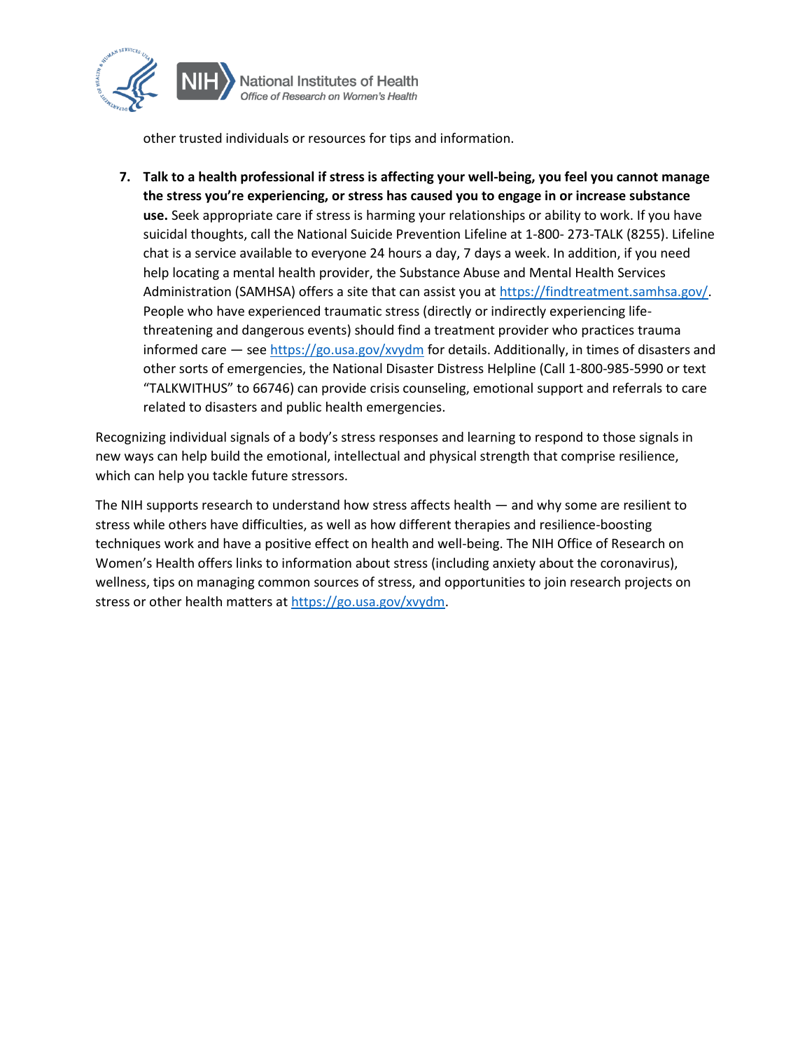other trusted individuals or resources for tips and information.

7. **Talk to a health professional if stress is affecting your well-being, you feel you cannot manage the stress you're experiencing, or stress has caused you to engage in or increase substance use.** Seek appropriate care if stress is harming your relationships or ability to work. If you have suicidal thoughts, call the National Suicide Prevention Lifeline at 1-800- 273-TALK (8255). Lifeline chat is a service available to everyone 24 hours a day, 7 days a week. In addition, if you need help locating a mental health provider, the Substance Abuse and Mental Health Services Administration (SAMHSA) offers a site that can assist you at https://findtreatment.samhsa.gov/. People who have experienced traumatic stress (directly or indirectly experiencing life-threatening and dangerous events) should find a treatment provider who practices trauma informed care — see https://go.usa.gov/xvydm for details. Additionally, in times of disasters and other sorts of emergencies, the National Disaster Distress Helpline (Call 1-800-985-5990 or text "TALKWITHUS" to 66746) can provide crisis counseling, emotional support and referrals to care related to disasters and public health emergencies.

Recognizing individual signals of a body's stress responses and learning to respond to those signals in new ways can help build the emotional, intellectual and physical strength that comprise resilience, which can help you tackle future stressors.

The NIH supports research to understand how stress affects health — and why some are resilient to stress while others have difficulties, as well as how different therapies and resilience-boosting techniques work and have a positive effect on health and well-being. The NIH Office of Research on Women's Health offers links to information about stress (including anxiety about the coronavirus), wellness, tips on managing common sources of stress, and opportunities to join research projects on stress or other health matters at https://go.usa.gov/xvydm.